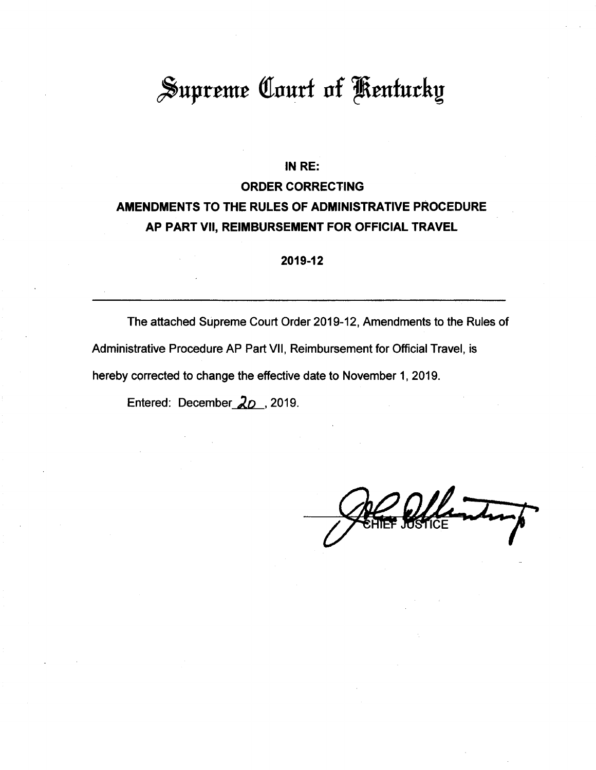# Supreme Court of Kentucky

**IN RE:**

**ORDER CORRECTING**

**AMENDMENTS TO THE RULES OF ADMINISTRATIVE PROCEDURE**

**AP PART VII, REIMBURSEMENT FOR OFFICIAL TRAVEL**

**2019-12**

---

The attached Supreme Court Order 2019-12, Amendments to the Rules of Administrative Procedure AP Part VII, Reimbursement for Official Travel, is hereby corrected to change the effective date to November 1, 2019.

Entered: December 20, 2019.

CHIEF JUSTICE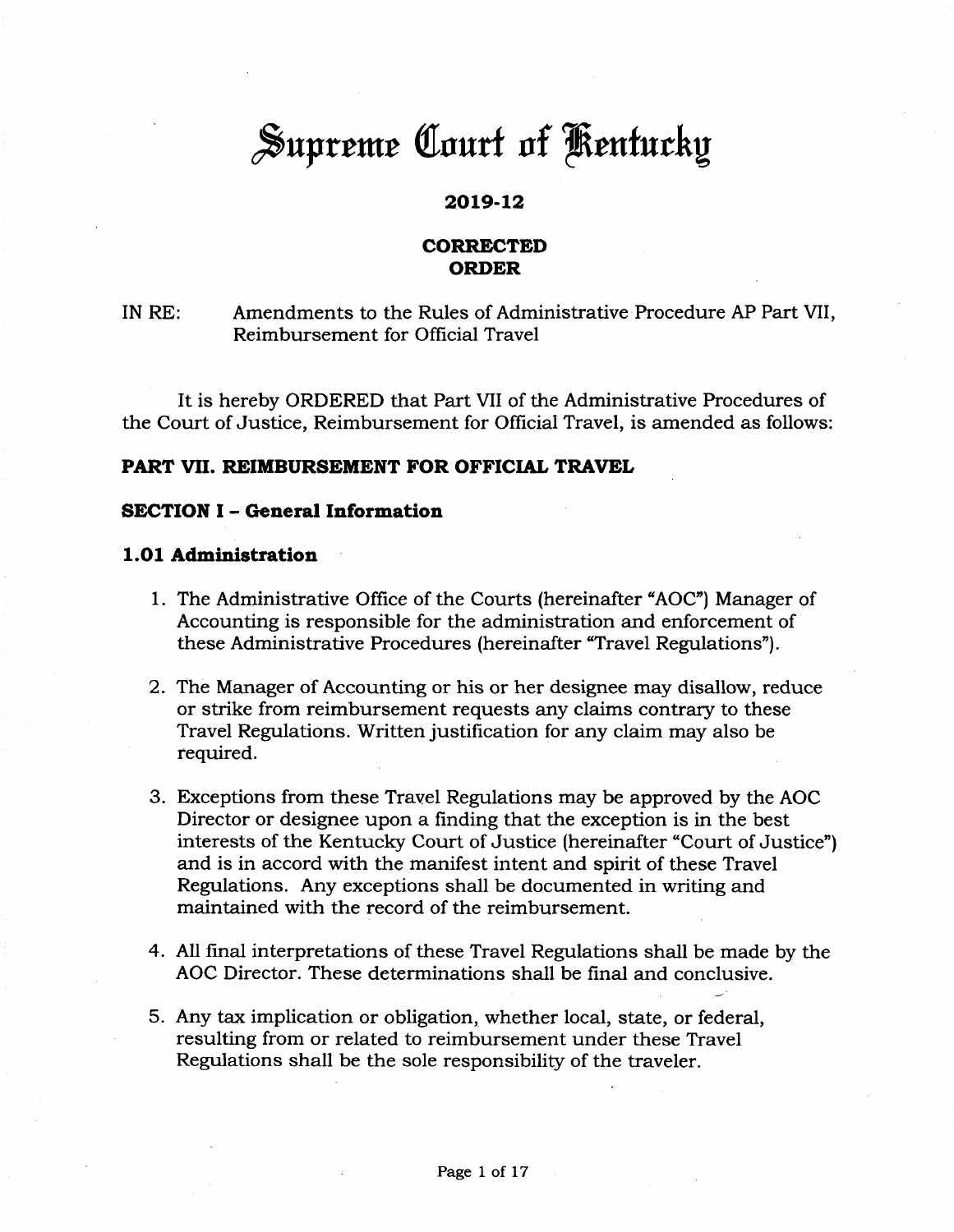# Supreme Court of Kentucky

**2019-12**

**CORRECTED ORDER**

IN RE: Amendments to the Rules of Administrative Procedure AP Part VII, Reimbursement for Official Travel

It is hereby ORDERED that Part VII of the Administrative Procedures of the Court of Justice, Reimbursement for Official Travel, is amended as follows:

## PART VII. REIMBURSEMENT FOR OFFICIAL TRAVEL

### SECTION I – General Information

### 1.01 Administration

1. The Administrative Office of the Courts (hereinafter "AOC") Manager of Accounting is responsible for the administration and enforcement of these Administrative Procedures (hereinafter "Travel Regulations").

2. The Manager of Accounting or his or her designee may disallow, reduce or strike from reimbursement requests any claims contrary to these Travel Regulations. Written justification for any claim may also be required.

3. Exceptions from these Travel Regulations may be approved by the AOC Director or designee upon a finding that the exception is in the best interests of the Kentucky Court of Justice (hereinafter "Court of Justice") and is in accord with the manifest intent and spirit of these Travel Regulations. Any exceptions shall be documented in writing and maintained with the record of the reimbursement.

4. All final interpretations of these Travel Regulations shall be made by the AOC Director. These determinations shall be final and conclusive.

5. Any tax implication or obligation, whether local, state, or federal, resulting from or related to reimbursement under these Travel Regulations shall be the sole responsibility of the traveler.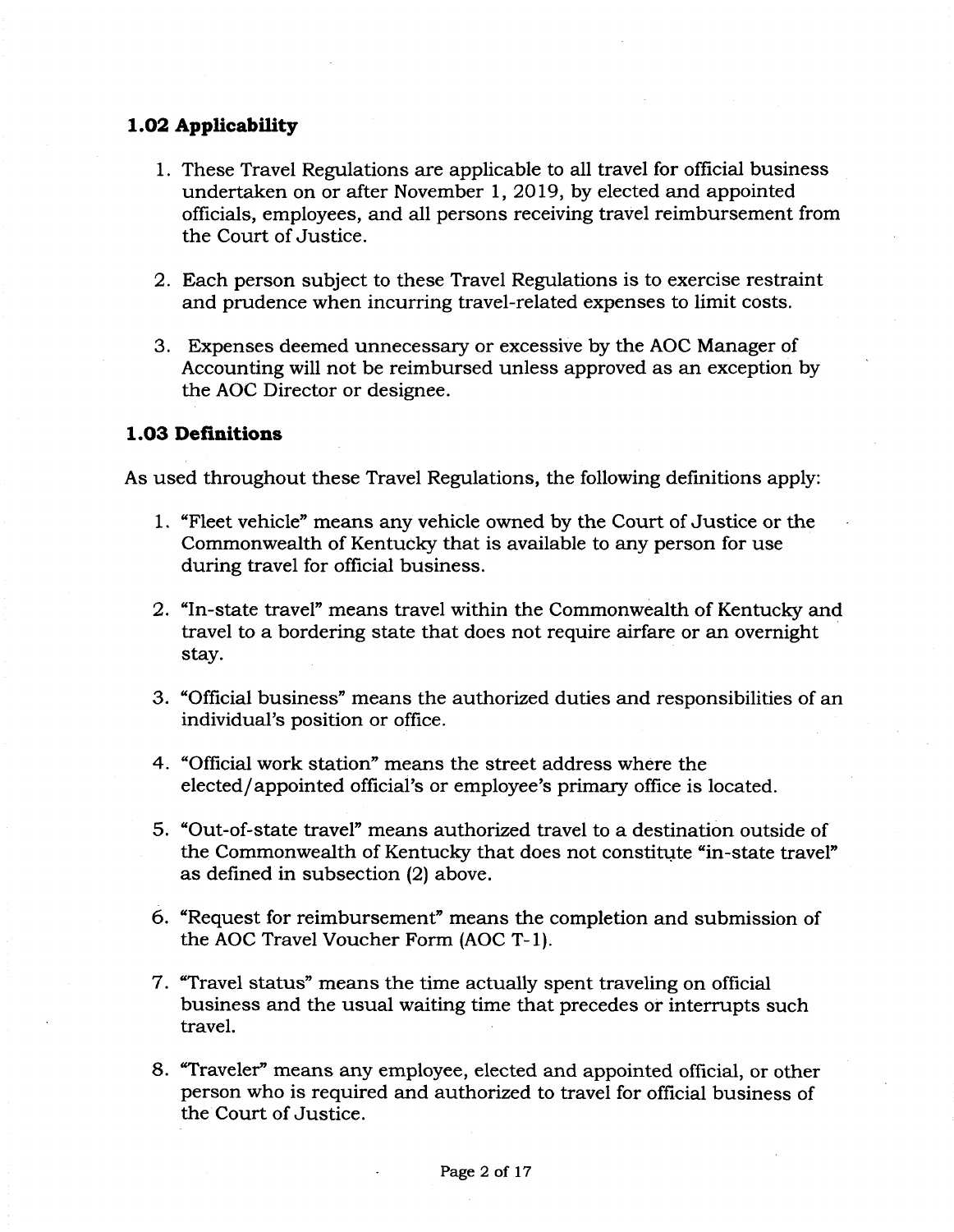### 1.02 Applicability

1. These Travel Regulations are applicable to all travel for official business undertaken on or after November 1, 2019, by elected and appointed officials, employees, and all persons receiving travel reimbursement from the Court of Justice.

2. Each person subject to these Travel Regulations is to exercise restraint and prudence when incurring travel-related expenses to limit costs.

3. Expenses deemed unnecessary or excessive by the AOC Manager of Accounting will not be reimbursed unless approved as an exception by the AOC Director or designee.

### 1.03 Definitions

As used throughout these Travel Regulations, the following definitions apply:

1. "Fleet vehicle" means any vehicle owned by the Court of Justice or the Commonwealth of Kentucky that is available to any person for use during travel for official business.

2. "In-state travel" means travel within the Commonwealth of Kentucky and travel to a bordering state that does not require airfare or an overnight stay.

3. "Official business" means the authorized duties and responsibilities of an individual's position or office.

4. "Official work station" means the street address where the elected/appointed official's or employee's primary office is located.

5. "Out-of-state travel" means authorized travel to a destination outside of the Commonwealth of Kentucky that does not constitute "in-state travel" as defined in subsection (2) above.

6. "Request for reimbursement" means the completion and submission of the AOC Travel Voucher Form (AOC T-1).

7. "Travel status" means the time actually spent traveling on official business and the usual waiting time that precedes or interrupts such travel.

8. "Traveler" means any employee, elected and appointed official, or other person who is required and authorized to travel for official business of the Court of Justice.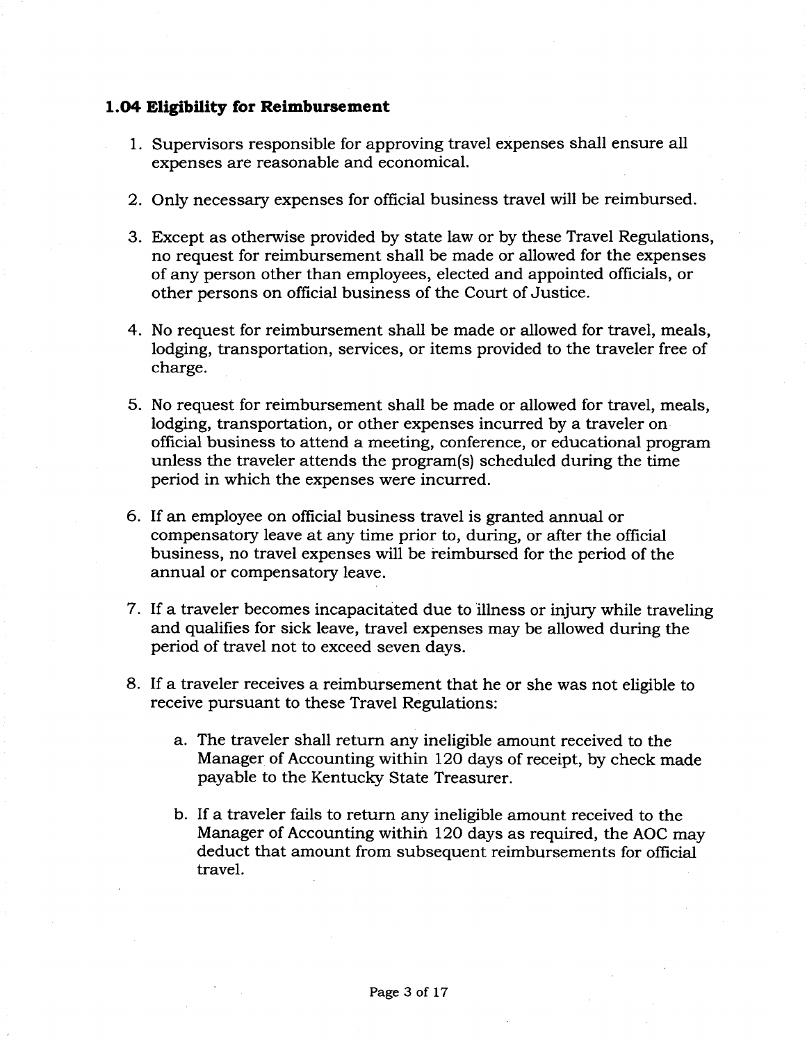### 1.04 Eligibility for Reimbursement

1. Supervisors responsible for approving travel expenses shall ensure all expenses are reasonable and economical.

2. Only necessary expenses for official business travel will be reimbursed.

3. Except as otherwise provided by state law or by these Travel Regulations, no request for reimbursement shall be made or allowed for the expenses of any person other than employees, elected and appointed officials, or other persons on official business of the Court of Justice.

4. No request for reimbursement shall be made or allowed for travel, meals, lodging, transportation, services, or items provided to the traveler free of charge.

5. No request for reimbursement shall be made or allowed for travel, meals, lodging, transportation, or other expenses incurred by a traveler on official business to attend a meeting, conference, or educational program unless the traveler attends the program(s) scheduled during the time period in which the expenses were incurred.

6. If an employee on official business travel is granted annual or compensatory leave at any time prior to, during, or after the official business, no travel expenses will be reimbursed for the period of the annual or compensatory leave.

7. If a traveler becomes incapacitated due to illness or injury while traveling and qualifies for sick leave, travel expenses may be allowed during the period of travel not to exceed seven days.

8. If a traveler receives a reimbursement that he or she was not eligible to receive pursuant to these Travel Regulations:

    a. The traveler shall return any ineligible amount received to the Manager of Accounting within 120 days of receipt, by check made payable to the Kentucky State Treasurer.

    b. If a traveler fails to return any ineligible amount received to the Manager of Accounting within 120 days as required, the AOC may deduct that amount from subsequent reimbursements for official travel.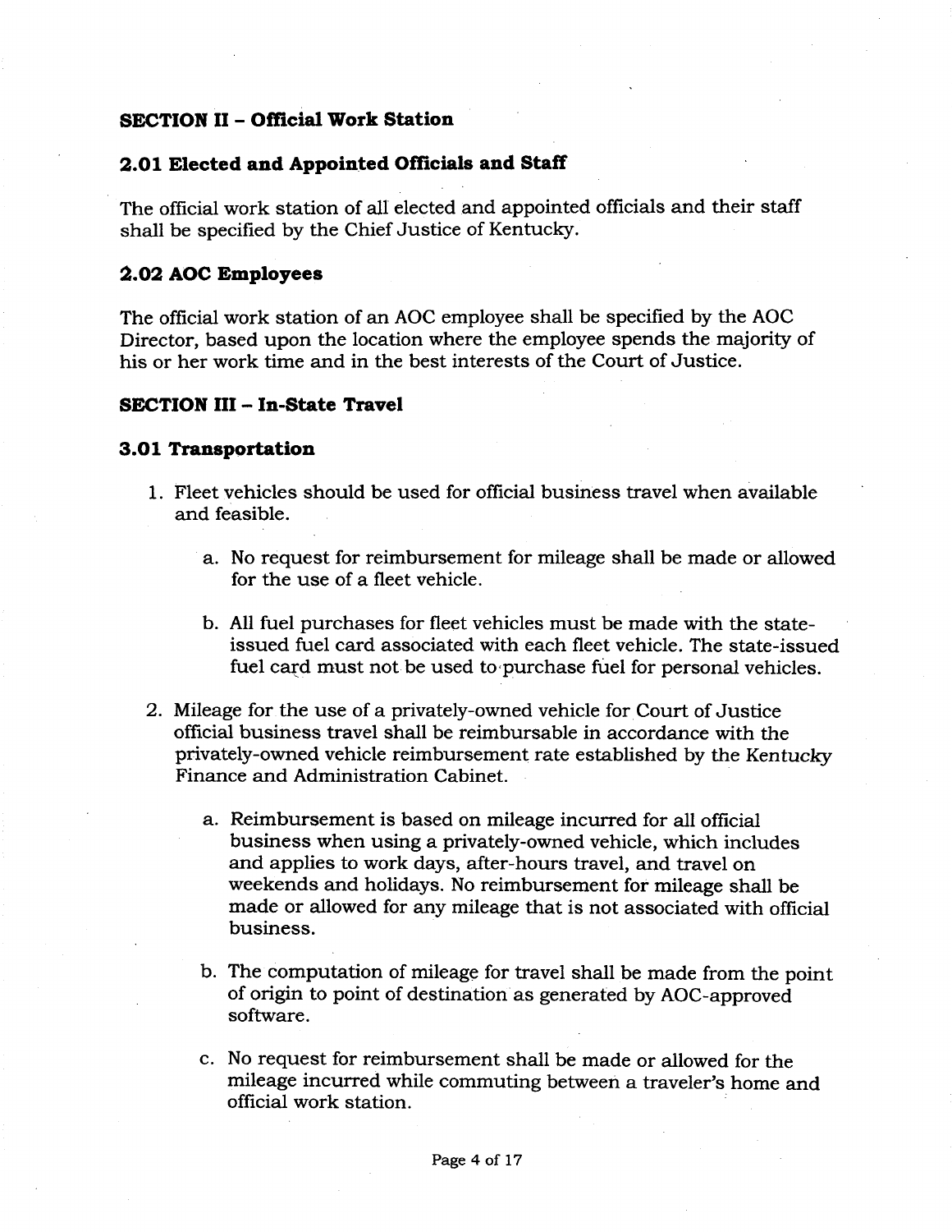## SECTION II – Official Work Station

### 2.01 Elected and Appointed Officials and Staff

The official work station of all elected and appointed officials and their staff shall be specified by the Chief Justice of Kentucky.

### 2.02 AOC Employees

The official work station of an AOC employee shall be specified by the AOC Director, based upon the location where the employee spends the majority of his or her work time and in the best interests of the Court of Justice.

## SECTION III – In-State Travel

### 3.01 Transportation

1. Fleet vehicles should be used for official business travel when available and feasible.

   a. No request for reimbursement for mileage shall be made or allowed for the use of a fleet vehicle.

   b. All fuel purchases for fleet vehicles must be made with the state-issued fuel card associated with each fleet vehicle. The state-issued fuel card must not be used to purchase fuel for personal vehicles.

2. Mileage for the use of a privately-owned vehicle for Court of Justice official business travel shall be reimbursable in accordance with the privately-owned vehicle reimbursement rate established by the Kentucky Finance and Administration Cabinet.

   a. Reimbursement is based on mileage incurred for all official business when using a privately-owned vehicle, which includes and applies to work days, after-hours travel, and travel on weekends and holidays. No reimbursement for mileage shall be made or allowed for any mileage that is not associated with official business.

   b. The computation of mileage for travel shall be made from the point of origin to point of destination as generated by AOC-approved software.

   c. No request for reimbursement shall be made or allowed for the mileage incurred while commuting between a traveler's home and official work station.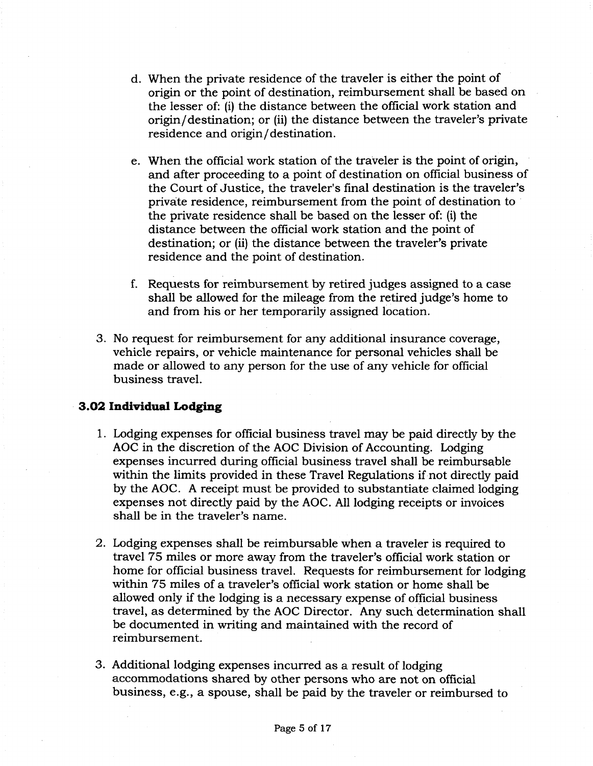d. When the private residence of the traveler is either the point of origin or the point of destination, reimbursement shall be based on the lesser of: (i) the distance between the official work station and origin/destination; or (ii) the distance between the traveler's private residence and origin/destination.

e. When the official work station of the traveler is the point of origin, and after proceeding to a point of destination on official business of the Court of Justice, the traveler's final destination is the traveler's private residence, reimbursement from the point of destination to the private residence shall be based on the lesser of: (i) the distance between the official work station and the point of destination; or (ii) the distance between the traveler's private residence and the point of destination.

f. Requests for reimbursement by retired judges assigned to a case shall be allowed for the mileage from the retired judge's home to and from his or her temporarily assigned location.

3. No request for reimbursement for any additional insurance coverage, vehicle repairs, or vehicle maintenance for personal vehicles shall be made or allowed to any person for the use of any vehicle for official business travel.

### 3.02 Individual Lodging

1. Lodging expenses for official business travel may be paid directly by the AOC in the discretion of the AOC Division of Accounting. Lodging expenses incurred during official business travel shall be reimbursable within the limits provided in these Travel Regulations if not directly paid by the AOC. A receipt must be provided to substantiate claimed lodging expenses not directly paid by the AOC. All lodging receipts or invoices shall be in the traveler's name.

2. Lodging expenses shall be reimbursable when a traveler is required to travel 75 miles or more away from the traveler's official work station or home for official business travel. Requests for reimbursement for lodging within 75 miles of a traveler's official work station or home shall be allowed only if the lodging is a necessary expense of official business travel, as determined by the AOC Director. Any such determination shall be documented in writing and maintained with the record of reimbursement.

3. Additional lodging expenses incurred as a result of lodging accommodations shared by other persons who are not on official business, e.g., a spouse, shall be paid by the traveler or reimbursed to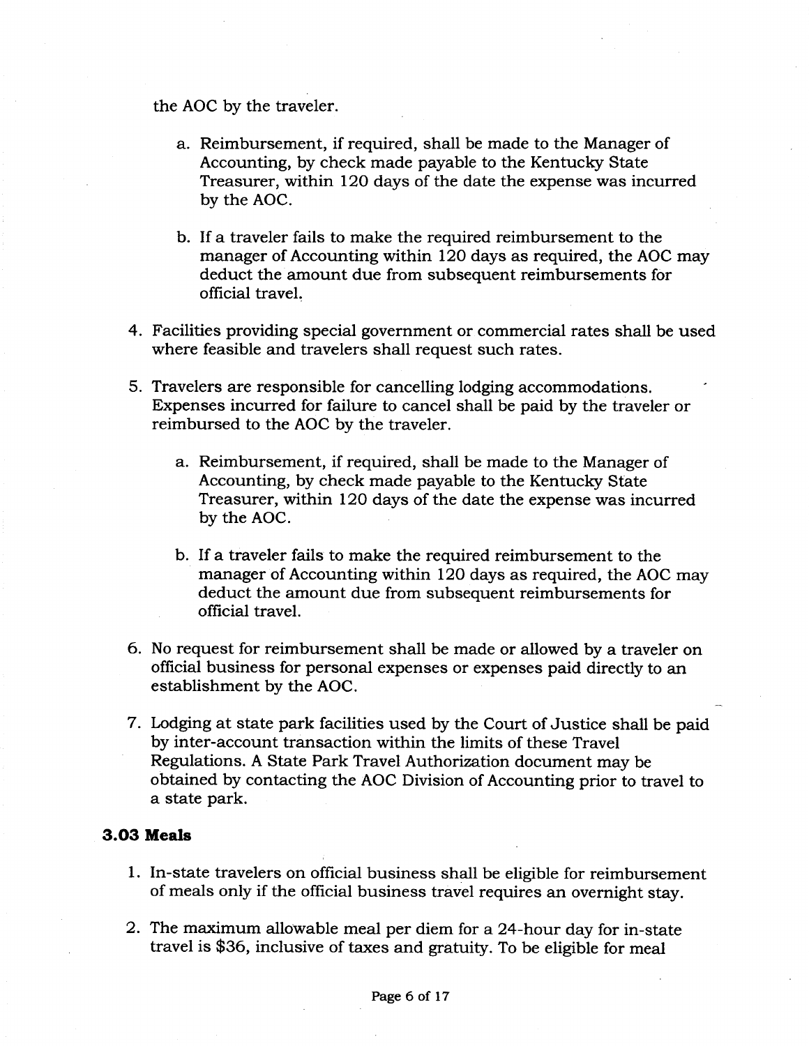the AOC by the traveler.

   a. Reimbursement, if required, shall be made to the Manager of Accounting, by check made payable to the Kentucky State Treasurer, within 120 days of the date the expense was incurred by the AOC.

   b. If a traveler fails to make the required reimbursement to the manager of Accounting within 120 days as required, the AOC may deduct the amount due from subsequent reimbursements for official travel.

4. Facilities providing special government or commercial rates shall be used where feasible and travelers shall request such rates.

5. Travelers are responsible for cancelling lodging accommodations. Expenses incurred for failure to cancel shall be paid by the traveler or reimbursed to the AOC by the traveler.

   a. Reimbursement, if required, shall be made to the Manager of Accounting, by check made payable to the Kentucky State Treasurer, within 120 days of the date the expense was incurred by the AOC.

   b. If a traveler fails to make the required reimbursement to the manager of Accounting within 120 days as required, the AOC may deduct the amount due from subsequent reimbursements for official travel.

6. No request for reimbursement shall be made or allowed by a traveler on official business for personal expenses or expenses paid directly to an establishment by the AOC.

7. Lodging at state park facilities used by the Court of Justice shall be paid by inter-account transaction within the limits of these Travel Regulations. A State Park Travel Authorization document may be obtained by contacting the AOC Division of Accounting prior to travel to a state park.

### 3.03 Meals

1. In-state travelers on official business shall be eligible for reimbursement of meals only if the official business travel requires an overnight stay.

2. The maximum allowable meal per diem for a 24-hour day for in-state travel is $36, inclusive of taxes and gratuity. To be eligible for meal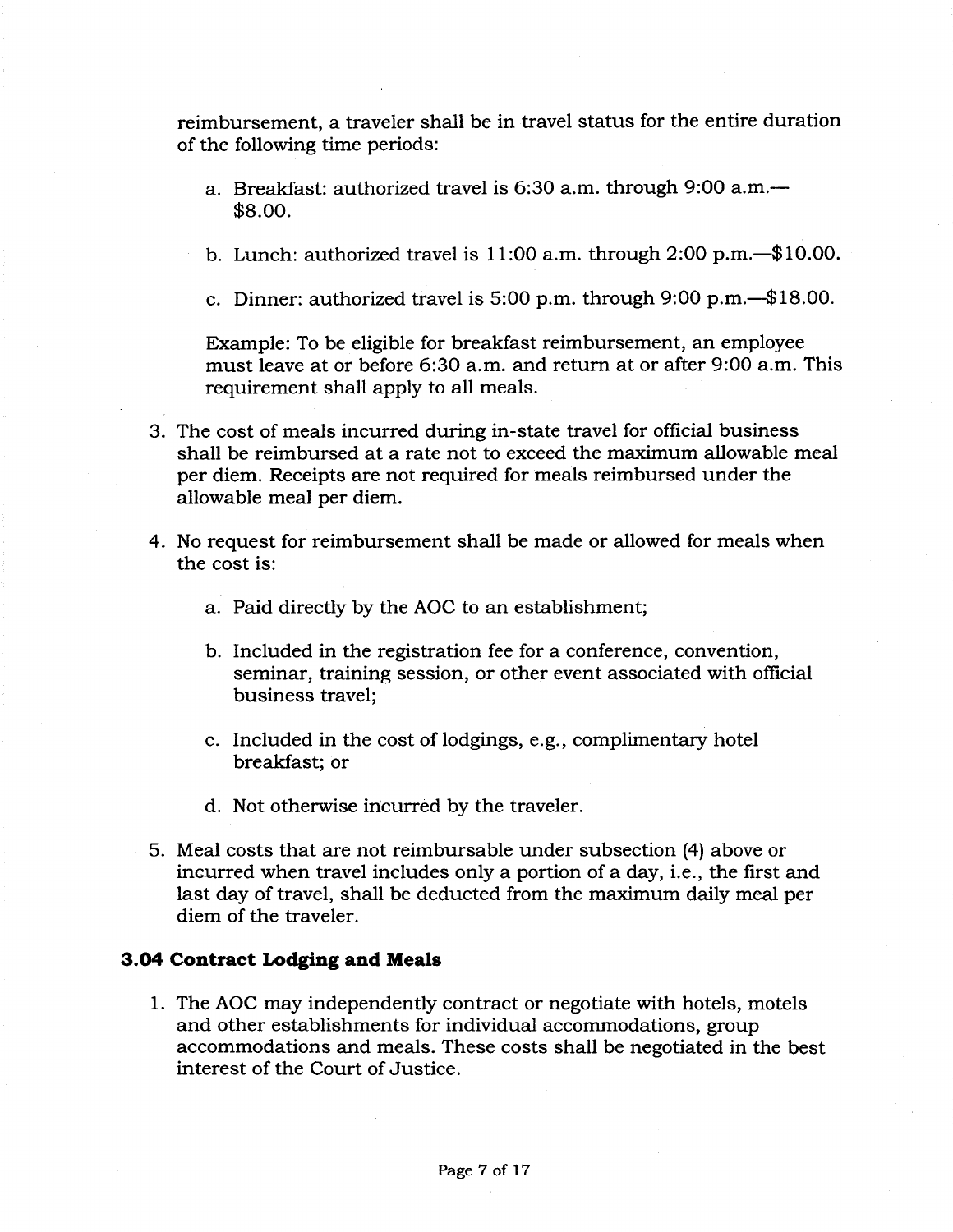reimbursement, a traveler shall be in travel status for the entire duration of the following time periods:

a. Breakfast: authorized travel is 6:30 a.m. through 9:00 a.m.—$8.00.

b. Lunch: authorized travel is 11:00 a.m. through 2:00 p.m.—$10.00.

c. Dinner: authorized travel is 5:00 p.m. through 9:00 p.m.—$18.00.

Example: To be eligible for breakfast reimbursement, an employee must leave at or before 6:30 a.m. and return at or after 9:00 a.m. This requirement shall apply to all meals.

3. The cost of meals incurred during in-state travel for official business shall be reimbursed at a rate not to exceed the maximum allowable meal per diem. Receipts are not required for meals reimbursed under the allowable meal per diem.

4. No request for reimbursement shall be made or allowed for meals when the cost is:

   a. Paid directly by the AOC to an establishment;

   b. Included in the registration fee for a conference, convention, seminar, training session, or other event associated with official business travel;

   c. Included in the cost of lodgings, e.g., complimentary hotel breakfast; or

   d. Not otherwise incurred by the traveler.

5. Meal costs that are not reimbursable under subsection (4) above or incurred when travel includes only a portion of a day, i.e., the first and last day of travel, shall be deducted from the maximum daily meal per diem of the traveler.

### 3.04 Contract Lodging and Meals

1. The AOC may independently contract or negotiate with hotels, motels and other establishments for individual accommodations, group accommodations and meals. These costs shall be negotiated in the best interest of the Court of Justice.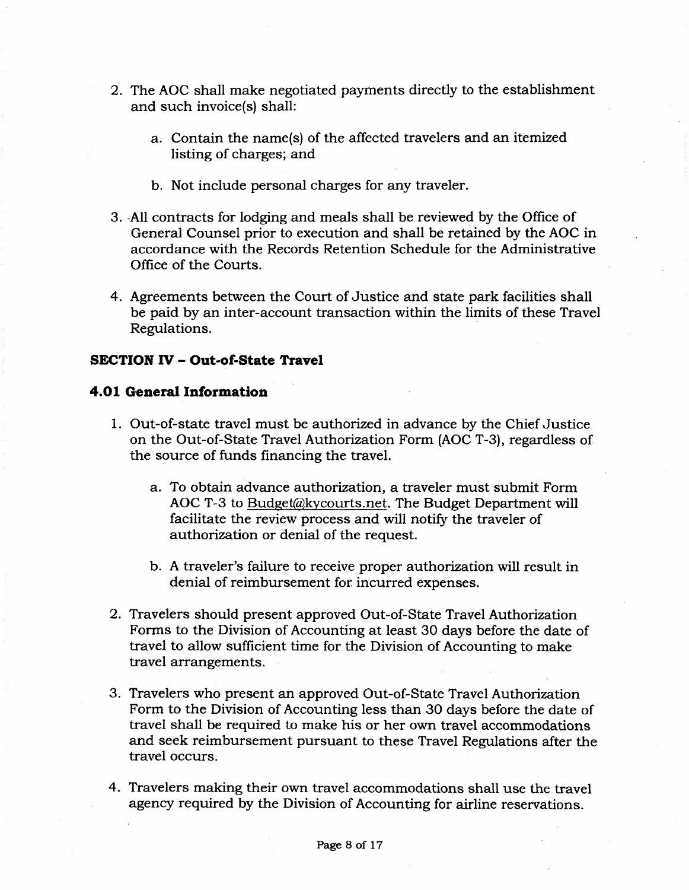2. The AOC shall make negotiated payments directly to the establishment and such invoice(s) shall:

    a. Contain the name(s) of the affected travelers and an itemized listing of charges; and

    b. Not include personal charges for any traveler.

3. All contracts for lodging and meals shall be reviewed by the Office of General Counsel prior to execution and shall be retained by the AOC in accordance with the Records Retention Schedule for the Administrative Office of the Courts.

4. Agreements between the Court of Justice and state park facilities shall be paid by an inter-account transaction within the limits of these Travel Regulations.

### SECTION IV – Out-of-State Travel

### 4.01 General Information

1. Out-of-state travel must be authorized in advance by the Chief Justice on the Out-of-State Travel Authorization Form (AOC T-3), regardless of the source of funds financing the travel.

    a. To obtain advance authorization, a traveler must submit Form AOC T-3 to Budget@kycourts.net. The Budget Department will facilitate the review process and will notify the traveler of authorization or denial of the request.

    b. A traveler's failure to receive proper authorization will result in denial of reimbursement for incurred expenses.

2. Travelers should present approved Out-of-State Travel Authorization Forms to the Division of Accounting at least 30 days before the date of travel to allow sufficient time for the Division of Accounting to make travel arrangements.

3. Travelers who present an approved Out-of-State Travel Authorization Form to the Division of Accounting less than 30 days before the date of travel shall be required to make his or her own travel accommodations and seek reimbursement pursuant to these Travel Regulations after the travel occurs.

4. Travelers making their own travel accommodations shall use the travel agency required by the Division of Accounting for airline reservations.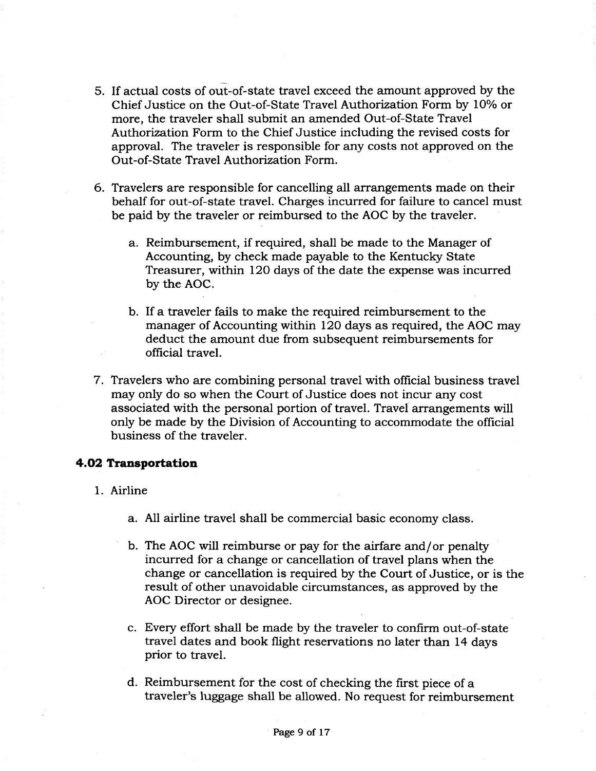5. If actual costs of out-of-state travel exceed the amount approved by the Chief Justice on the Out-of-State Travel Authorization Form by 10% or more, the traveler shall submit an amended Out-of-State Travel Authorization Form to the Chief Justice including the revised costs for approval. The traveler is responsible for any costs not approved on the Out-of-State Travel Authorization Form.

6. Travelers are responsible for cancelling all arrangements made on their behalf for out-of-state travel. Charges incurred for failure to cancel must be paid by the traveler or reimbursed to the AOC by the traveler.

   a. Reimbursement, if required, shall be made to the Manager of Accounting, by check made payable to the Kentucky State Treasurer, within 120 days of the date the expense was incurred by the AOC.

   b. If a traveler fails to make the required reimbursement to the manager of Accounting within 120 days as required, the AOC may deduct the amount due from subsequent reimbursements for official travel.

7. Travelers who are combining personal travel with official business travel may only do so when the Court of Justice does not incur any cost associated with the personal portion of travel. Travel arrangements will only be made by the Division of Accounting to accommodate the official business of the traveler.

### 4.02 Transportation

1. Airline

   a. All airline travel shall be commercial basic economy class.

   b. The AOC will reimburse or pay for the airfare and/or penalty incurred for a change or cancellation of travel plans when the change or cancellation is required by the Court of Justice, or is the result of other unavoidable circumstances, as approved by the AOC Director or designee.

   c. Every effort shall be made by the traveler to confirm out-of-state travel dates and book flight reservations no later than 14 days prior to travel.

   d. Reimbursement for the cost of checking the first piece of a traveler's luggage shall be allowed. No request for reimbursement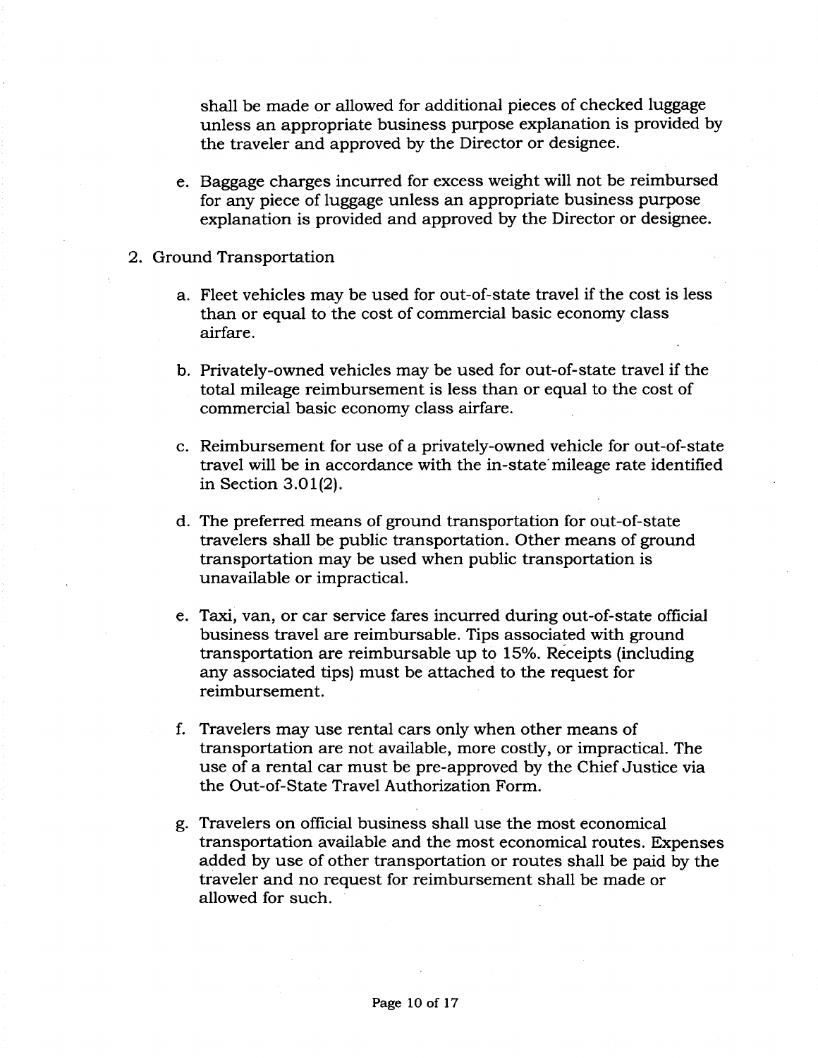shall be made or allowed for additional pieces of checked luggage unless an appropriate business purpose explanation is provided by the traveler and approved by the Director or designee.

e. Baggage charges incurred for excess weight will not be reimbursed for any piece of luggage unless an appropriate business purpose explanation is provided and approved by the Director or designee.

2. Ground Transportation

   a. Fleet vehicles may be used for out-of-state travel if the cost is less than or equal to the cost of commercial basic economy class airfare.

   b. Privately-owned vehicles may be used for out-of-state travel if the total mileage reimbursement is less than or equal to the cost of commercial basic economy class airfare.

   c. Reimbursement for use of a privately-owned vehicle for out-of-state travel will be in accordance with the in-state mileage rate identified in Section 3.01(2).

   d. The preferred means of ground transportation for out-of-state travelers shall be public transportation. Other means of ground transportation may be used when public transportation is unavailable or impractical.

   e. Taxi, van, or car service fares incurred during out-of-state official business travel are reimbursable. Tips associated with ground transportation are reimbursable up to 15%. Receipts (including any associated tips) must be attached to the request for reimbursement.

   f. Travelers may use rental cars only when other means of transportation are not available, more costly, or impractical. The use of a rental car must be pre-approved by the Chief Justice via the Out-of-State Travel Authorization Form.

   g. Travelers on official business shall use the most economical transportation available and the most economical routes. Expenses added by use of other transportation or routes shall be paid by the traveler and no request for reimbursement shall be made or allowed for such.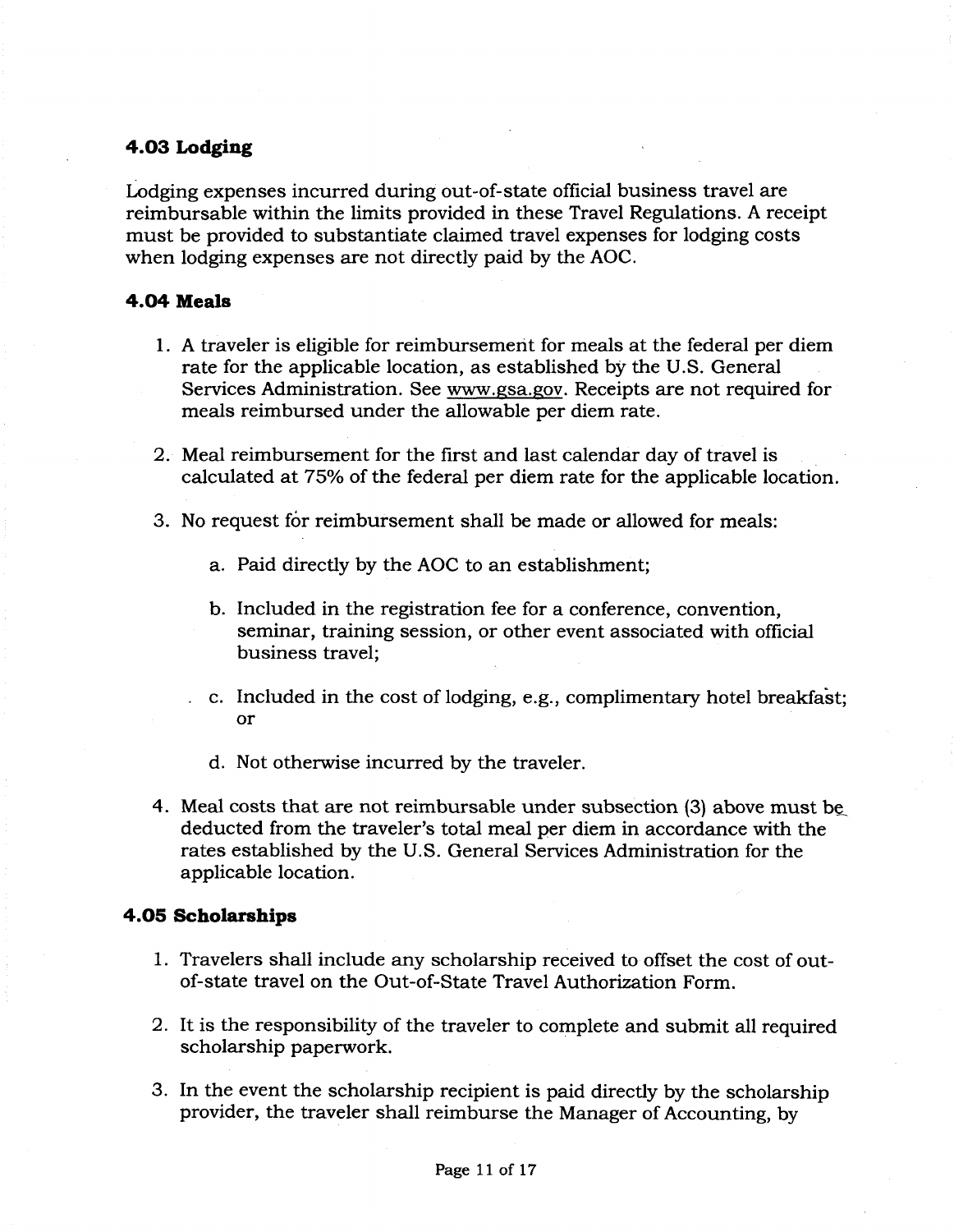### 4.03 Lodging

Lodging expenses incurred during out-of-state official business travel are reimbursable within the limits provided in these Travel Regulations. A receipt must be provided to substantiate claimed travel expenses for lodging costs when lodging expenses are not directly paid by the AOC.

### 4.04 Meals

1. A traveler is eligible for reimbursement for meals at the federal per diem rate for the applicable location, as established by the U.S. General Services Administration. See www.gsa.gov. Receipts are not required for meals reimbursed under the allowable per diem rate.

2. Meal reimbursement for the first and last calendar day of travel is calculated at 75% of the federal per diem rate for the applicable location.

3. No request for reimbursement shall be made or allowed for meals:

   a. Paid directly by the AOC to an establishment;

   b. Included in the registration fee for a conference, convention, seminar, training session, or other event associated with official business travel;

   c. Included in the cost of lodging, e.g., complimentary hotel breakfast; or

   d. Not otherwise incurred by the traveler.

4. Meal costs that are not reimbursable under subsection (3) above must be deducted from the traveler's total meal per diem in accordance with the rates established by the U.S. General Services Administration for the applicable location.

### 4.05 Scholarships

1. Travelers shall include any scholarship received to offset the cost of out-of-state travel on the Out-of-State Travel Authorization Form.

2. It is the responsibility of the traveler to complete and submit all required scholarship paperwork.

3. In the event the scholarship recipient is paid directly by the scholarship provider, the traveler shall reimburse the Manager of Accounting, by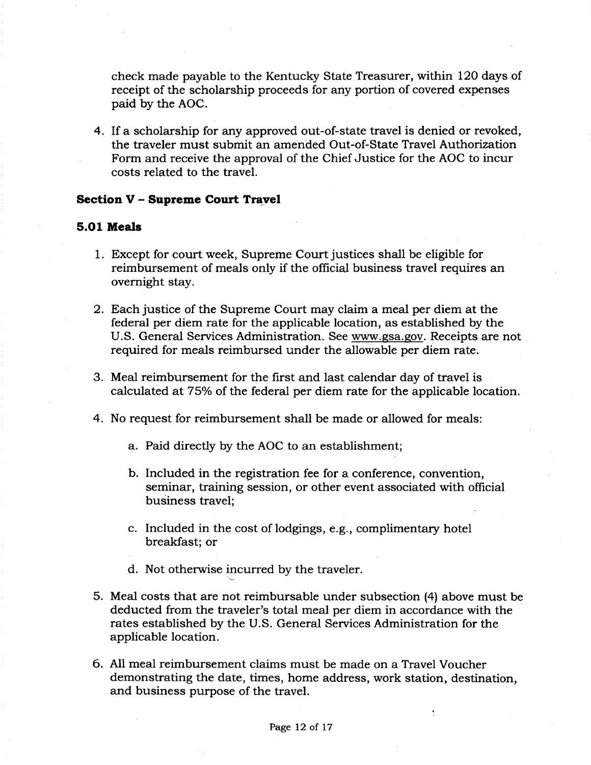check made payable to the Kentucky State Treasurer, within 120 days of receipt of the scholarship proceeds for any portion of covered expenses paid by the AOC.

4. If a scholarship for any approved out-of-state travel is denied or revoked, the traveler must submit an amended Out-of-State Travel Authorization Form and receive the approval of the Chief Justice for the AOC to incur costs related to the travel.

## Section V – Supreme Court Travel

### 5.01 Meals

1. Except for court week, Supreme Court justices shall be eligible for reimbursement of meals only if the official business travel requires an overnight stay.

2. Each justice of the Supreme Court may claim a meal per diem at the federal per diem rate for the applicable location, as established by the U.S. General Services Administration. See www.gsa.gov. Receipts are not required for meals reimbursed under the allowable per diem rate.

3. Meal reimbursement for the first and last calendar day of travel is calculated at 75% of the federal per diem rate for the applicable location.

4. No request for reimbursement shall be made or allowed for meals:

   a. Paid directly by the AOC to an establishment;

   b. Included in the registration fee for a conference, convention, seminar, training session, or other event associated with official business travel;

   c. Included in the cost of lodgings, e.g., complimentary hotel breakfast; or

   d. Not otherwise incurred by the traveler.

5. Meal costs that are not reimbursable under subsection (4) above must be deducted from the traveler's total meal per diem in accordance with the rates established by the U.S. General Services Administration for the applicable location.

6. All meal reimbursement claims must be made on a Travel Voucher demonstrating the date, times, home address, work station, destination, and business purpose of the travel.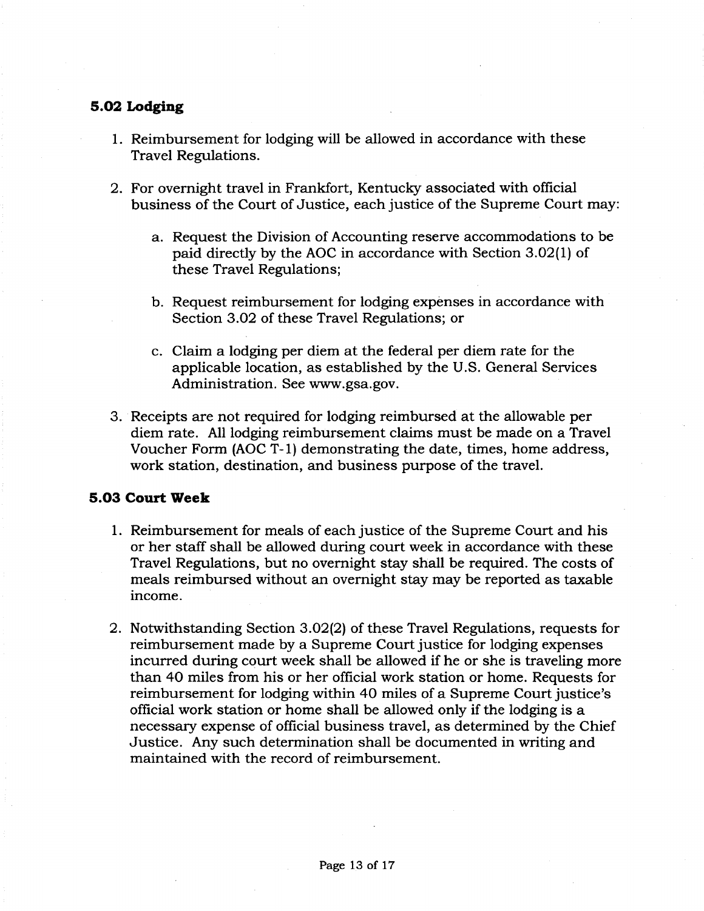### 5.02 Lodging

1. Reimbursement for lodging will be allowed in accordance with these Travel Regulations.

2. For overnight travel in Frankfort, Kentucky associated with official business of the Court of Justice, each justice of the Supreme Court may:

   a. Request the Division of Accounting reserve accommodations to be paid directly by the AOC in accordance with Section 3.02(1) of these Travel Regulations;

   b. Request reimbursement for lodging expenses in accordance with Section 3.02 of these Travel Regulations; or

   c. Claim a lodging per diem at the federal per diem rate for the applicable location, as established by the U.S. General Services Administration. See www.gsa.gov.

3. Receipts are not required for lodging reimbursed at the allowable per diem rate. All lodging reimbursement claims must be made on a Travel Voucher Form (AOC T-1) demonstrating the date, times, home address, work station, destination, and business purpose of the travel.

### 5.03 Court Week

1. Reimbursement for meals of each justice of the Supreme Court and his or her staff shall be allowed during court week in accordance with these Travel Regulations, but no overnight stay shall be required. The costs of meals reimbursed without an overnight stay may be reported as taxable income.

2. Notwithstanding Section 3.02(2) of these Travel Regulations, requests for reimbursement made by a Supreme Court justice for lodging expenses incurred during court week shall be allowed if he or she is traveling more than 40 miles from his or her official work station or home. Requests for reimbursement for lodging within 40 miles of a Supreme Court justice's official work station or home shall be allowed only if the lodging is a necessary expense of official business travel, as determined by the Chief Justice. Any such determination shall be documented in writing and maintained with the record of reimbursement.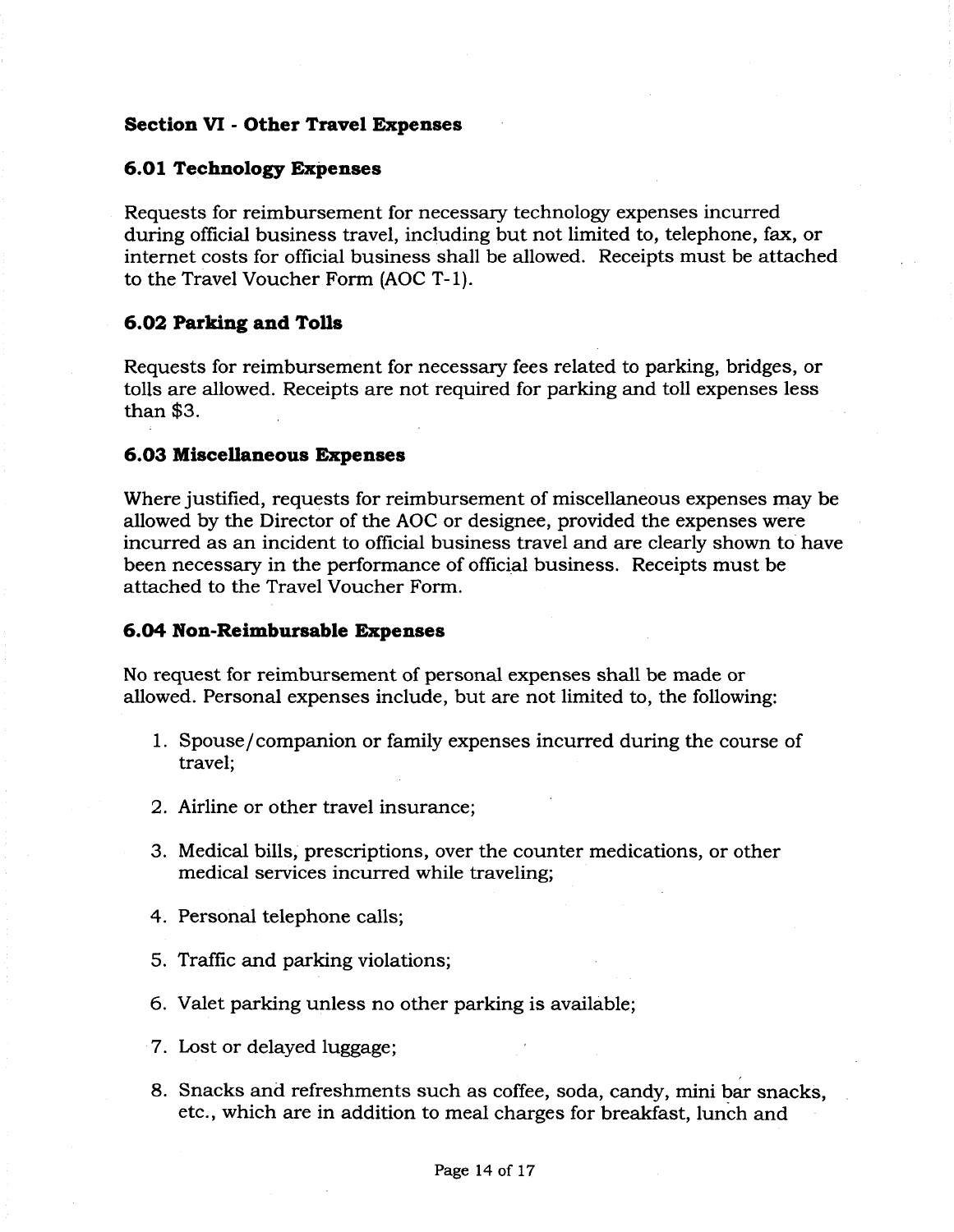## Section VI - Other Travel Expenses

### 6.01 Technology Expenses

Requests for reimbursement for necessary technology expenses incurred during official business travel, including but not limited to, telephone, fax, or internet costs for official business shall be allowed. Receipts must be attached to the Travel Voucher Form (AOC T-1).

### 6.02 Parking and Tolls

Requests for reimbursement for necessary fees related to parking, bridges, or tolls are allowed. Receipts are not required for parking and toll expenses less than $3.

### 6.03 Miscellaneous Expenses

Where justified, requests for reimbursement of miscellaneous expenses may be allowed by the Director of the AOC or designee, provided the expenses were incurred as an incident to official business travel and are clearly shown to have been necessary in the performance of official business. Receipts must be attached to the Travel Voucher Form.

### 6.04 Non-Reimbursable Expenses

No request for reimbursement of personal expenses shall be made or allowed. Personal expenses include, but are not limited to, the following:

1. Spouse/companion or family expenses incurred during the course of travel;
2. Airline or other travel insurance;
3. Medical bills, prescriptions, over the counter medications, or other medical services incurred while traveling;
4. Personal telephone calls;
5. Traffic and parking violations;
6. Valet parking unless no other parking is available;
7. Lost or delayed luggage;
8. Snacks and refreshments such as coffee, soda, candy, mini bar snacks, etc., which are in addition to meal charges for breakfast, lunch and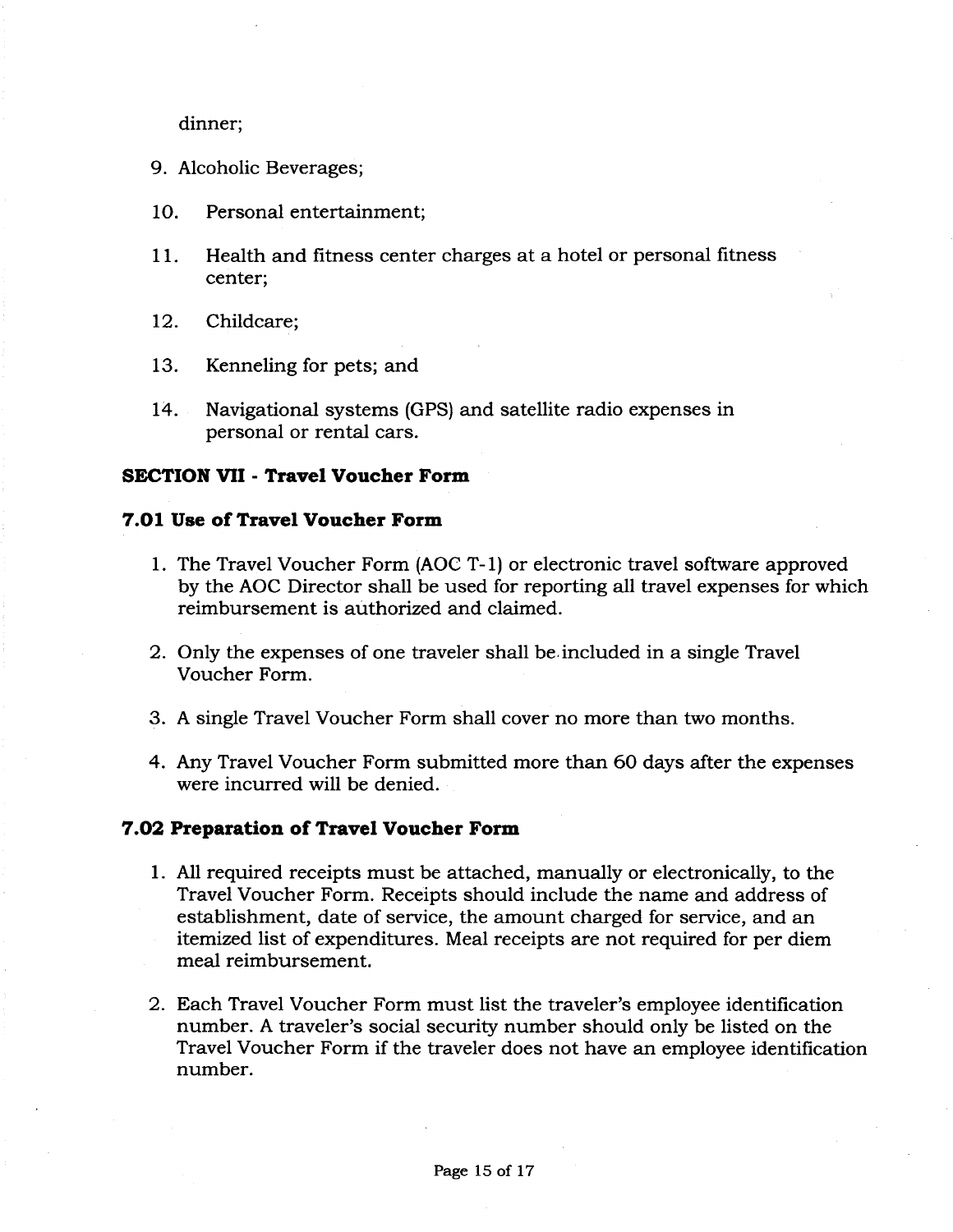dinner;

9. Alcoholic Beverages;
10. Personal entertainment;
11. Health and fitness center charges at a hotel or personal fitness center;
12. Childcare;
13. Kenneling for pets; and
14. Navigational systems (GPS) and satellite radio expenses in personal or rental cars.

## SECTION VII - Travel Voucher Form

### 7.01 Use of Travel Voucher Form

1. The Travel Voucher Form (AOC T-1) or electronic travel software approved by the AOC Director shall be used for reporting all travel expenses for which reimbursement is authorized and claimed.
2. Only the expenses of one traveler shall be included in a single Travel Voucher Form.
3. A single Travel Voucher Form shall cover no more than two months.
4. Any Travel Voucher Form submitted more than 60 days after the expenses were incurred will be denied.

### 7.02 Preparation of Travel Voucher Form

1. All required receipts must be attached, manually or electronically, to the Travel Voucher Form. Receipts should include the name and address of establishment, date of service, the amount charged for service, and an itemized list of expenditures. Meal receipts are not required for per diem meal reimbursement.
2. Each Travel Voucher Form must list the traveler's employee identification number. A traveler's social security number should only be listed on the Travel Voucher Form if the traveler does not have an employee identification number.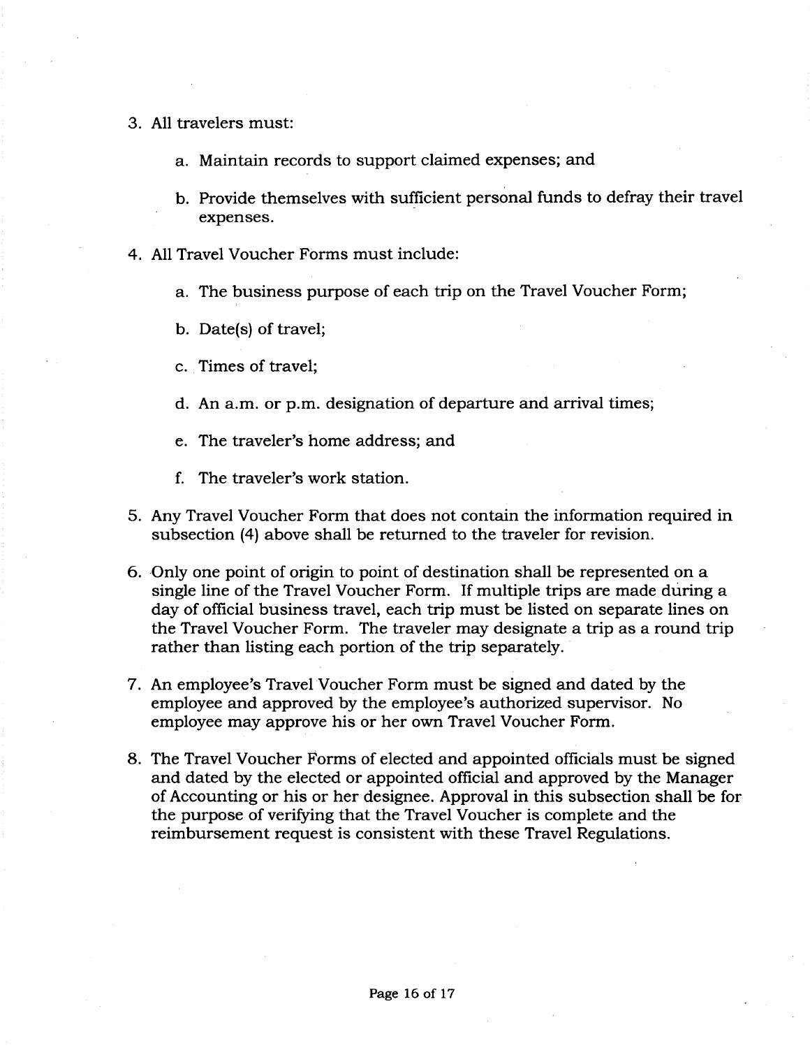3. All travelers must:

    a. Maintain records to support claimed expenses; and

    b. Provide themselves with sufficient personal funds to defray their travel expenses.

4. All Travel Voucher Forms must include:

    a. The business purpose of each trip on the Travel Voucher Form;

    b. Date(s) of travel;

    c. Times of travel;

    d. An a.m. or p.m. designation of departure and arrival times;

    e. The traveler's home address; and

    f. The traveler's work station.

5. Any Travel Voucher Form that does not contain the information required in subsection (4) above shall be returned to the traveler for revision.

6. Only one point of origin to point of destination shall be represented on a single line of the Travel Voucher Form. If multiple trips are made during a day of official business travel, each trip must be listed on separate lines on the Travel Voucher Form. The traveler may designate a trip as a round trip rather than listing each portion of the trip separately.

7. An employee's Travel Voucher Form must be signed and dated by the employee and approved by the employee's authorized supervisor. No employee may approve his or her own Travel Voucher Form.

8. The Travel Voucher Forms of elected and appointed officials must be signed and dated by the elected or appointed official and approved by the Manager of Accounting or his or her designee. Approval in this subsection shall be for the purpose of verifying that the Travel Voucher is complete and the reimbursement request is consistent with these Travel Regulations.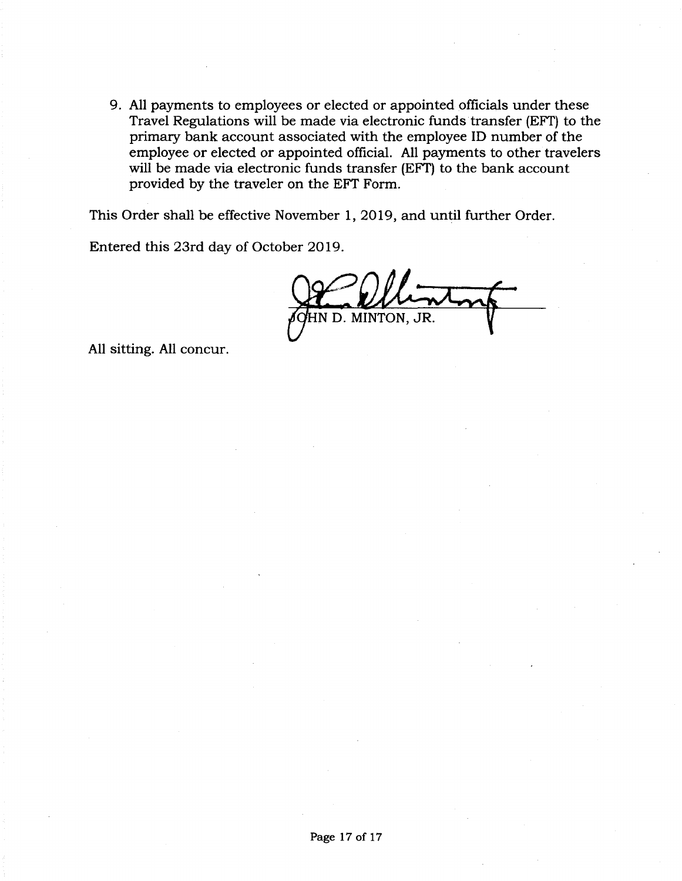9. All payments to employees or elected or appointed officials under these Travel Regulations will be made via electronic funds transfer (EFT) to the primary bank account associated with the employee ID number of the employee or elected or appointed official. All payments to other travelers will be made via electronic funds transfer (EFT) to the bank account provided by the traveler on the EFT Form.

This Order shall be effective November 1, 2019, and until further Order.

Entered this 23rd day of October 2019.

JOHN D. MINTON, JR.

All sitting. All concur.